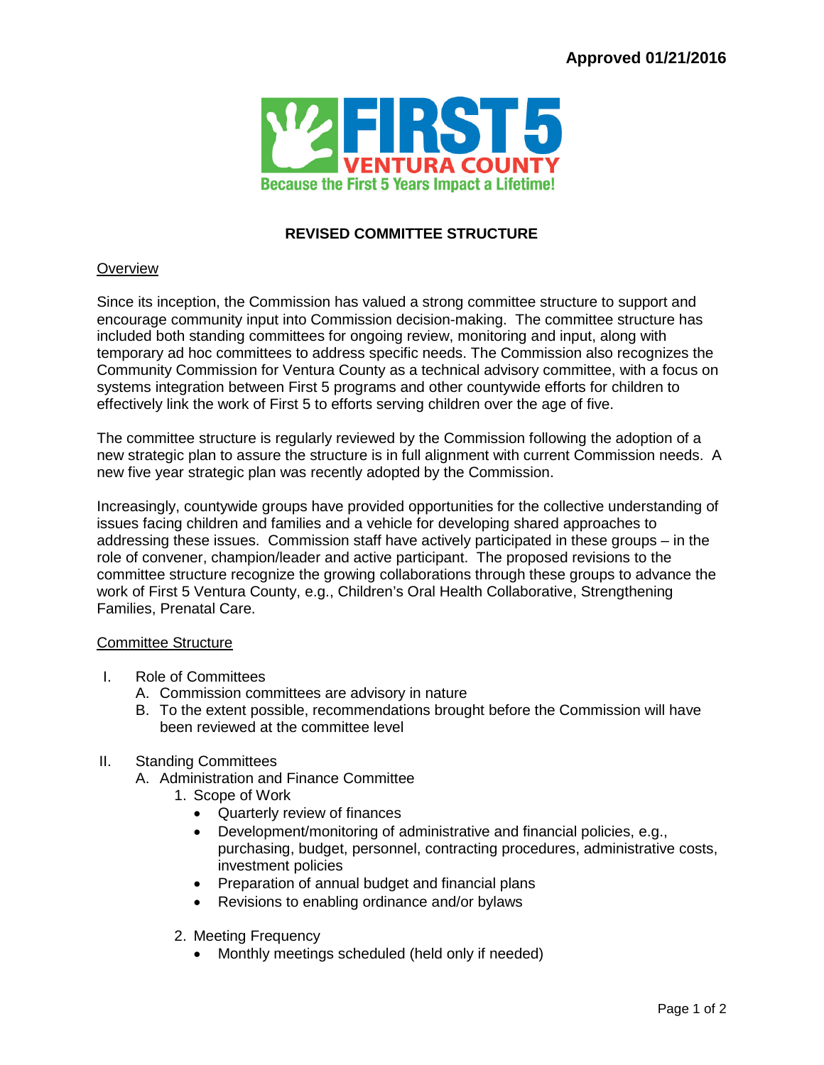**Approved 01/21/2016**

FIRST 5 VENTURA COUNTY

Because the First 5 Years Impact a Lifetime!

# REVISED COMMITTEE STRUCTURE

## Overview

Since its inception, the Commission has valued a strong committee structure to support and encourage community input into Commission decision-making. The committee structure has included both standing committees for ongoing review, monitoring and input, along with temporary ad hoc committees to address specific needs. The Commission also recognizes the Community Commission for Ventura County as a technical advisory committee, with a focus on systems integration between First 5 programs and other countywide efforts for children to effectively link the work of First 5 to efforts serving children over the age of five.

The committee structure is regularly reviewed by the Commission following the adoption of a new strategic plan to assure the structure is in full alignment with current Commission needs. A new five year strategic plan was recently adopted by the Commission.

Increasingly, countywide groups have provided opportunities for the collective understanding of issues facing children and families and a vehicle for developing shared approaches to addressing these issues. Commission staff have actively participated in these groups – in the role of convener, champion/leader and active participant. The proposed revisions to the committee structure recognize the growing collaborations through these groups to advance the work of First 5 Ventura County, e.g., Children's Oral Health Collaborative, Strengthening Families, Prenatal Care.

## Committee Structure

I. Role of Committees
   - A. Commission committees are advisory in nature
   - B. To the extent possible, recommendations brought before the Commission will have been reviewed at the committee level

II. Standing Committees
   - A. Administration and Finance Committee
     1. Scope of Work
        - Quarterly review of finances
        - Development/monitoring of administrative and financial policies, e.g., purchasing, budget, personnel, contracting procedures, administrative costs, investment policies
        - Preparation of annual budget and financial plans
        - Revisions to enabling ordinance and/or bylaws
     2. Meeting Frequency
        - Monthly meetings scheduled (held only if needed)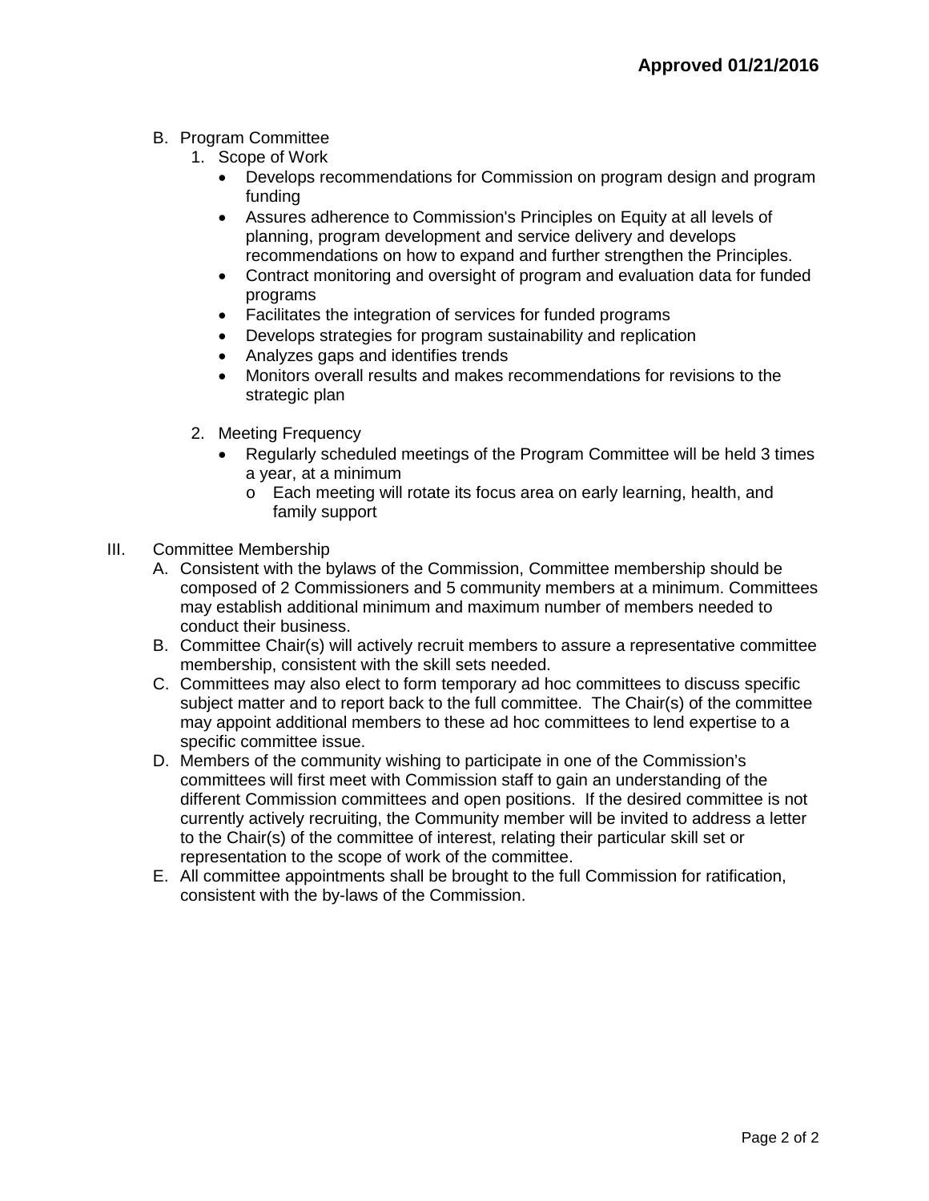**Approved 01/21/2016**

B. Program Committee

1. Scope of Work
   - Develops recommendations for Commission on program design and program funding
   - Assures adherence to Commission's Principles on Equity at all levels of planning, program development and service delivery and develops recommendations on how to expand and further strengthen the Principles.
   - Contract monitoring and oversight of program and evaluation data for funded programs
   - Facilitates the integration of services for funded programs
   - Develops strategies for program sustainability and replication
   - Analyzes gaps and identifies trends
   - Monitors overall results and makes recommendations for revisions to the strategic plan

2. Meeting Frequency
   - Regularly scheduled meetings of the Program Committee will be held 3 times a year, at a minimum
     - Each meeting will rotate its focus area on early learning, health, and family support

III. Committee Membership

A. Consistent with the bylaws of the Commission, Committee membership should be composed of 2 Commissioners and 5 community members at a minimum. Committees may establish additional minimum and maximum number of members needed to conduct their business.

B. Committee Chair(s) will actively recruit members to assure a representative committee membership, consistent with the skill sets needed.

C. Committees may also elect to form temporary ad hoc committees to discuss specific subject matter and to report back to the full committee. The Chair(s) of the committee may appoint additional members to these ad hoc committees to lend expertise to a specific committee issue.

D. Members of the community wishing to participate in one of the Commission's committees will first meet with Commission staff to gain an understanding of the different Commission committees and open positions. If the desired committee is not currently actively recruiting, the Community member will be invited to address a letter to the Chair(s) of the committee of interest, relating their particular skill set or representation to the scope of work of the committee.

E. All committee appointments shall be brought to the full Commission for ratification, consistent with the by-laws of the Commission.